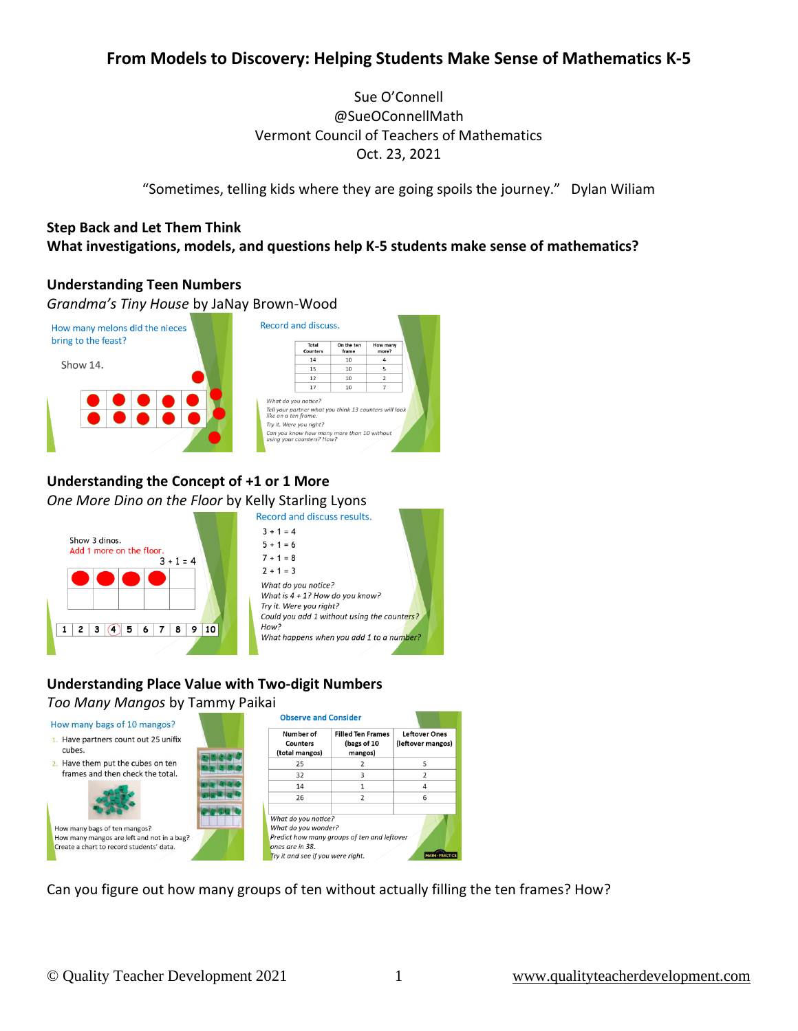# From Models to Discovery: Helping Students Make Sense of Mathematics K-5

Sue O'Connell
@SueOConnellMath
Vermont Council of Teachers of Mathematics
Oct. 23, 2021

"Sometimes, telling kids where they are going spoils the journey." Dylan Wiliam

**Step Back and Let Them Think**
**What investigations, models, and questions help K-5 students make sense of mathematics?**

## Understanding Teen Numbers

*Grandma's Tiny House* by JaNay Brown-Wood

How many melons did the nieces bring to the feast?

Show 14.

Record and discuss.

| Total Counters | On the ten frame | How many more? |
|---|---|---|
| 14 | 10 | 4 |
| 15 | 10 | 5 |
| 12 | 10 | 2 |
| 17 | 10 | 7 |

*What do you notice?*
*Tell your partner what you think 13 counters will look like on a ten frame.*
*Try it. Were you right?*
*Can you know how many more than 10 without using your counters? How?*

## Understanding the Concept of +1 or 1 More

*One More Dino on the Floor* by Kelly Starling Lyons

Show 3 dinos.
Add 1 more on the floor.
3 + 1 = 4

1 2 3 4 5 6 7 8 9 10

Record and discuss results.

3 + 1 = 4
5 + 1 = 6
7 + 1 = 8
2 + 1 = 3

*What do you notice?*
*What is 4 + 1? How do you know?*
*Try it. Were you right?*
*Could you add 1 without using the counters? How?*
*What happens when you add 1 to a number?*

## Understanding Place Value with Two-digit Numbers

*Too Many Mangos* by Tammy Paikai

How many bags of 10 mangos?

1. Have partners count out 25 unifix cubes.
2. Have them put the cubes on ten frames and then check the total.

How many bags of ten mangos?
How many mangos are left and not in a bag?
Create a chart to record students' data.

Observe and Consider

| Number of Counters (total mangos) | Filled Ten Frames (bags of 10 mangos) | Leftover Ones (leftover mangos) |
|---|---|---|
| 25 | 2 | 5 |
| 32 | 3 | 2 |
| 14 | 1 | 4 |
| 26 | 2 | 6 |
| | | |

*What do you notice?*
*What do you wonder?*
*Predict how many groups of ten and leftover ones are in 38.*
*Try it and see if you were right.*

Can you figure out how many groups of ten without actually filling the ten frames? How?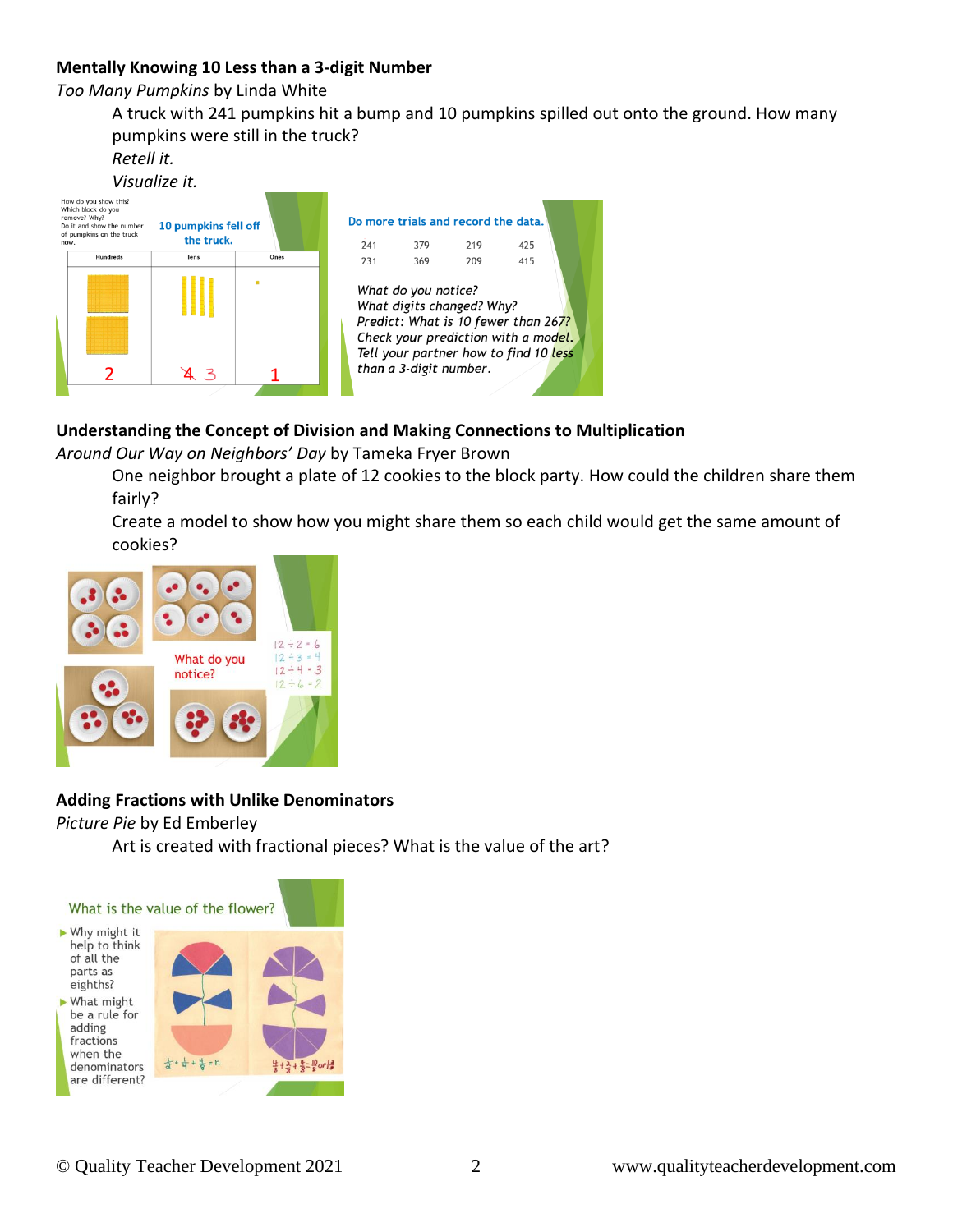**Mentally Knowing 10 Less than a 3-digit Number**

*Too Many Pumpkins* by Linda White

A truck with 241 pumpkins hit a bump and 10 pumpkins spilled out onto the ground. How many pumpkins were still in the truck?

*Retell it.*

*Visualize it.*

How do you show this? Which block do you remove? Why? Do it and show the number of pumpkins on the truck now.

10 pumpkins fell off the truck.

| Hundreds | Tens | Ones |
|---|---|---|
| 2 | ~~4~~ 3 | 1 |

Do more trials and record the data.

| 241 | 379 | 219 | 425 |
|---|---|---|---|
| 231 | 369 | 209 | 415 |

*What do you notice?*
*What digits changed? Why?*
*Predict: What is 10 fewer than 267?*
*Check your prediction with a model.*
*Tell your partner how to find 10 less than a 3-digit number.*

**Understanding the Concept of Division and Making Connections to Multiplication**

*Around Our Way on Neighbors' Day* by Tameka Fryer Brown

One neighbor brought a plate of 12 cookies to the block party. How could the children share them fairly?

Create a model to show how you might share them so each child would get the same amount of cookies?

What do you notice?

$12 \div 2 = 6$
$12 \div 3 = 4$
$12 \div 4 = 3$
$12 \div 6 = 2$

**Adding Fractions with Unlike Denominators**

*Picture Pie* by Ed Emberley

Art is created with fractional pieces? What is the value of the art?

What is the value of the flower?

- Why might it help to think of all the parts as eighths?
- What might be a rule for adding fractions when the denominators are different?

$\frac{1}{2} + \frac{1}{4} + \frac{4}{8} = n$

$\frac{4}{8} + \frac{1}{2} + \frac{3}{8} = \frac{10}{8}$ or $1\frac{2}{8}$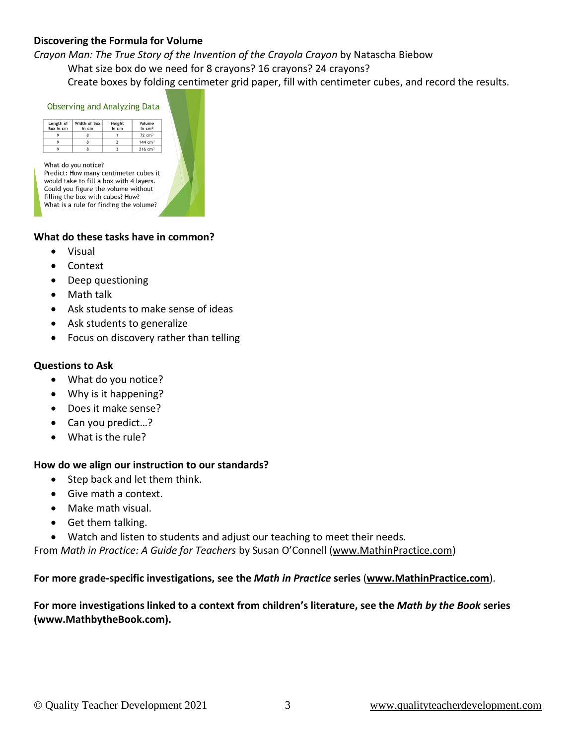**Discovering the Formula for Volume**

*Crayon Man: The True Story of the Invention of the Crayola Crayon* by Natascha Biebow

What size box do we need for 8 crayons? 16 crayons? 24 crayons?

Create boxes by folding centimeter grid paper, fill with centimeter cubes, and record the results.

Observing and Analyzing Data

| Length of Box in cm | Width of Box in cm | Height in cm | Volume in $cm^3$ |
|---|---|---|---|
| 9 | 8 | 1 | 72 $cm^3$ |
| 9 | 8 | 2 | 144 $cm^3$ |
| 9 | 8 | 3 | 216 $cm^3$ |

What do you notice?
Predict: How many centimeter cubes it would take to fill a box with 4 layers.
Could you figure the volume without filling the box with cubes? How?
What is a rule for finding the volume?

**What do these tasks have in common?**

- Visual
- Context
- Deep questioning
- Math talk
- Ask students to make sense of ideas
- Ask students to generalize
- Focus on discovery rather than telling

**Questions to Ask**

- What do you notice?
- Why is it happening?
- Does it make sense?
- Can you predict…?
- What is the rule?

**How do we align our instruction to our standards?**

- Step back and let them think.
- Give math a context.
- Make math visual.
- Get them talking.
- Watch and listen to students and adjust our teaching to meet their needs.

From *Math in Practice: A Guide for Teachers* by Susan O'Connell (www.MathinPractice.com)

**For more grade-specific investigations, see the *Math in Practice* series (www.MathinPractice.com).**

**For more investigations linked to a context from children's literature, see the *Math by the Book* series (www.MathbytheBook.com).**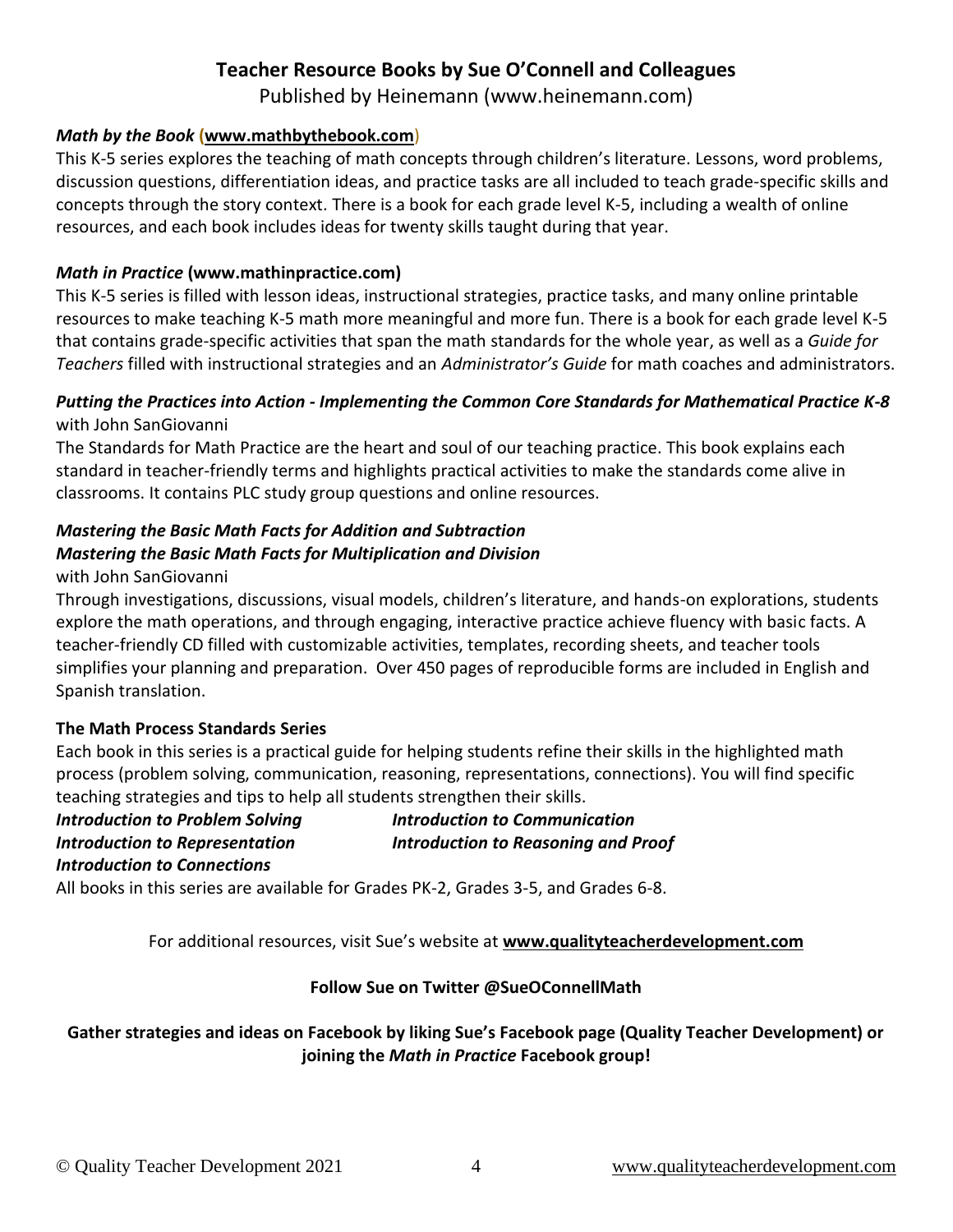## Teacher Resource Books by Sue O'Connell and Colleagues

Published by Heinemann (www.heinemann.com)

***Math by the Book*** **(www.mathbythebook.com)**

This K-5 series explores the teaching of math concepts through children's literature. Lessons, word problems, discussion questions, differentiation ideas, and practice tasks are all included to teach grade-specific skills and concepts through the story context. There is a book for each grade level K-5, including a wealth of online resources, and each book includes ideas for twenty skills taught during that year.

***Math in Practice*** **(www.mathinpractice.com)**

This K-5 series is filled with lesson ideas, instructional strategies, practice tasks, and many online printable resources to make teaching K-5 math more meaningful and more fun. There is a book for each grade level K-5 that contains grade-specific activities that span the math standards for the whole year, as well as a *Guide for Teachers* filled with instructional strategies and an *Administrator's Guide* for math coaches and administrators.

***Putting the Practices into Action - Implementing the Common Core Standards for Mathematical Practice K-8***
with John SanGiovanni

The Standards for Math Practice are the heart and soul of our teaching practice. This book explains each standard in teacher-friendly terms and highlights practical activities to make the standards come alive in classrooms. It contains PLC study group questions and online resources.

***Mastering the Basic Math Facts for Addition and Subtraction***
***Mastering the Basic Math Facts for Multiplication and Division***
with John SanGiovanni

Through investigations, discussions, visual models, children's literature, and hands-on explorations, students explore the math operations, and through engaging, interactive practice achieve fluency with basic facts. A teacher-friendly CD filled with customizable activities, templates, recording sheets, and teacher tools simplifies your planning and preparation. Over 450 pages of reproducible forms are included in English and Spanish translation.

**The Math Process Standards Series**

Each book in this series is a practical guide for helping students refine their skills in the highlighted math process (problem solving, communication, reasoning, representations, connections). You will find specific teaching strategies and tips to help all students strengthen their skills.

***Introduction to Problem Solving***
***Introduction to Communication***
***Introduction to Representation***
***Introduction to Reasoning and Proof***
***Introduction to Connections***

All books in this series are available for Grades PK-2, Grades 3-5, and Grades 6-8.

For additional resources, visit Sue's website at **www.qualityteacherdevelopment.com**

**Follow Sue on Twitter @SueOConnellMath**

**Gather strategies and ideas on Facebook by liking Sue's Facebook page (Quality Teacher Development) or joining the *Math in Practice* Facebook group!**

© Quality Teacher Development 2021 www.qualityteacherdevelopment.com